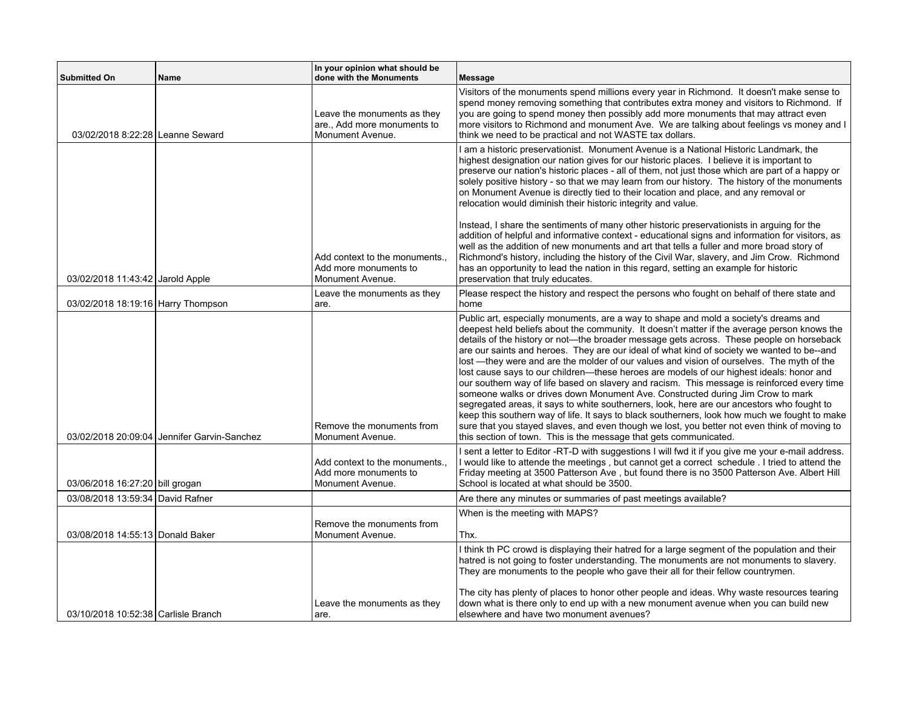| Submitted On | Name | In your opinion what should be done with the Monuments | Message |
|---|---|---|---|
| 03/02/2018 8:22:28 | Leanne Seward | Leave the monuments as they are., Add more monuments to Monument Avenue. | Visitors of the monuments spend millions every year in Richmond. It doesn't make sense to spend money removing something that contributes extra money and visitors to Richmond. If you are going to spend money then possibly add more monuments that may attract even more visitors to Richmond and monument Ave. We are talking about feelings vs money and I think we need to be practical and not WASTE tax dollars. |
| 03/02/2018 11:43:42 | Jarold Apple | Add context to the monuments., Add more monuments to Monument Avenue. | I am a historic preservationist. Monument Avenue is a National Historic Landmark, the highest designation our nation gives for our historic places. I believe it is important to preserve our nation's historic places - all of them, not just those which are part of a happy or solely positive history - so that we may learn from our history. The history of the monuments on Monument Avenue is directly tied to their location and place, and any removal or relocation would diminish their historic integrity and value.<br><br>Instead, I share the sentiments of many other historic preservationists in arguing for the addition of helpful and informative context - educational signs and information for visitors, as well as the addition of new monuments and art that tells a fuller and more broad story of Richmond's history, including the history of the Civil War, slavery, and Jim Crow. Richmond has an opportunity to lead the nation in this regard, setting an example for historic preservation that truly educates. |
| 03/02/2018 18:19:16 | Harry Thompson | Leave the monuments as they are. | Please respect the history and respect the persons who fought on behalf of there state and home |
| 03/02/2018 20:09:04 | Jennifer Garvin-Sanchez | Remove the monuments from Monument Avenue. | Public art, especially monuments, are a way to shape and mold a society's dreams and deepest held beliefs about the community. It doesn't matter if the average person knows the details of the history or not—the broader message gets across. These people on horseback are our saints and heroes. They are our ideal of what kind of society we wanted to be--and lost —they were and are the molder of our values and vision of ourselves. The myth of the lost cause says to our children—these heroes are models of our highest ideals: honor and our southern way of life based on slavery and racism. This message is reinforced every time someone walks or drives down Monument Ave. Constructed during Jim Crow to mark segregated areas, it says to white southerners, look, here are our ancestors who fought to keep this southern way of life. It says to black southerners, look how much we fought to make sure that you stayed slaves, and even though we lost, you better not even think of moving to this section of town. This is the message that gets communicated. |
| 03/06/2018 16:27:20 | bill grogan | Add context to the monuments., Add more monuments to Monument Avenue. | I sent a letter to Editor -RT-D with suggestions I will fwd it if you give me your e-mail address. I would like to attende the meetings , but cannot get a correct schedule . I tried to attend the Friday meeting at 3500 Patterson Ave , but found there is no 3500 Patterson Ave. Albert Hill School is located at what should be 3500. |
| 03/08/2018 13:59:34 | David Rafner | | Are there any minutes or summaries of past meetings available? |
| 03/08/2018 14:55:13 | Donald Baker | Remove the monuments from Monument Avenue. | When is the meeting with MAPS?<br><br>Thx. |
| 03/10/2018 10:52:38 | Carlisle Branch | Leave the monuments as they are. | I think th PC crowd is displaying their hatred for a large segment of the population and their hatred is not going to foster understanding. The monuments are not monuments to slavery. They are monuments to the people who gave their all for their fellow countrymen.<br><br>The city has plenty of places to honor other people and ideas. Why waste resources tearing down what is there only to end up with a new monument avenue when you can build new elsewhere and have two monument avenues? |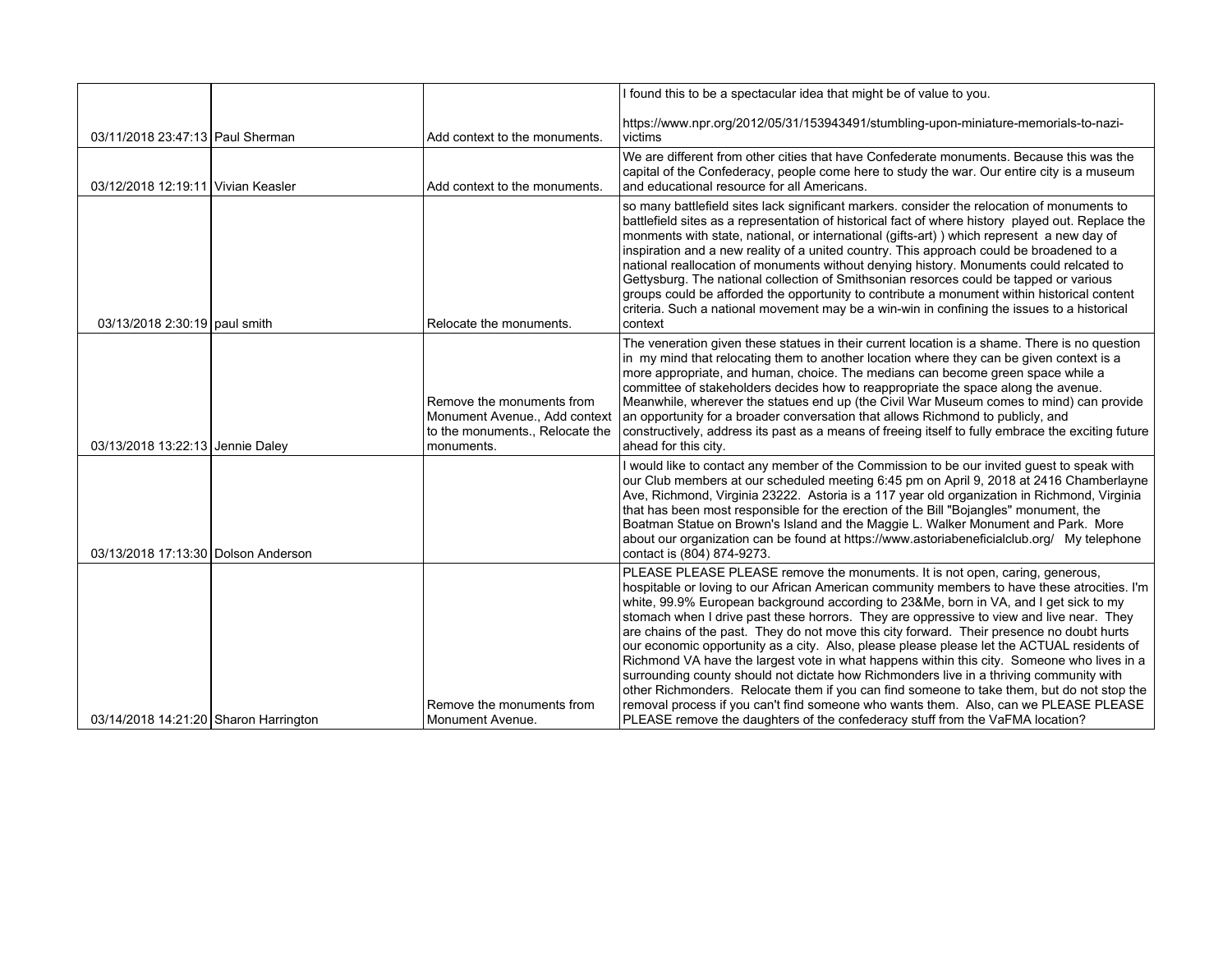| | | | |
|---|---|---|---|
| 03/11/2018 23:47:13 | Paul Sherman | Add context to the monuments. | I found this to be a spectacular idea that might be of value to you.<br><br>https://www.npr.org/2012/05/31/153943491/stumbling-upon-miniature-memorials-to-nazi-victims |
| 03/12/2018 12:19:11 | Vivian Keasler | Add context to the monuments. | We are different from other cities that have Confederate monuments. Because this was the capital of the Confederacy, people come here to study the war. Our entire city is a museum and educational resource for all Americans. |
| 03/13/2018 2:30:19 | paul smith | Relocate the monuments. | so many battlefield sites lack significant markers. consider the relocation of monuments to battlefield sites as a representation of historical fact of where history played out. Replace the monments with state, national, or international (gifts-art) ) which represent a new day of inspiration and a new reality of a united country. This approach could be broadened to a national reallocation of monuments without denying history. Monuments could relcated to Gettysburg. The national collection of Smithsonian resorces could be tapped or various groups could be afforded the opportunity to contribute a monument within historical content criteria. Such a national movement may be a win-win in confining the issues to a historical context |
| 03/13/2018 13:22:13 | Jennie Daley | Remove the monuments from Monument Avenue., Add context to the monuments., Relocate the monuments. | The veneration given these statues in their current location is a shame. There is no question in my mind that relocating them to another location where they can be given context is a more appropriate, and human, choice. The medians can become green space while a committee of stakeholders decides how to reappropriate the space along the avenue. Meanwhile, wherever the statues end up (the Civil War Museum comes to mind) can provide an opportunity for a broader conversation that allows Richmond to publicly, and constructively, address its past as a means of freeing itself to fully embrace the exciting future ahead for this city. |
| 03/13/2018 17:13:30 | Dolson Anderson | | I would like to contact any member of the Commission to be our invited guest to speak with our Club members at our scheduled meeting 6:45 pm on April 9, 2018 at 2416 Chamberlayne Ave, Richmond, Virginia 23222. Astoria is a 117 year old organization in Richmond, Virginia that has been most responsible for the erection of the Bill "Bojangles" monument, the Boatman Statue on Brown's Island and the Maggie L. Walker Monument and Park. More about our organization can be found at https://www.astoriabeneficialclub.org/ My telephone contact is (804) 874-9273. |
| 03/14/2018 14:21:20 | Sharon Harrington | Remove the monuments from Monument Avenue. | PLEASE PLEASE PLEASE remove the monuments. It is not open, caring, generous, hospitable or loving to our African American community members to have these atrocities. I'm white, 99.9% European background according to 23&Me, born in VA, and I get sick to my stomach when I drive past these horrors. They are oppressive to view and live near. They are chains of the past. They do not move this city forward. Their presence no doubt hurts our economic opportunity as a city. Also, please please please let the ACTUAL residents of Richmond VA have the largest vote in what happens within this city. Someone who lives in a surrounding county should not dictate how Richmonders live in a thriving community with other Richmonders. Relocate them if you can find someone to take them, but do not stop the removal process if you can't find someone who wants them. Also, can we PLEASE PLEASE PLEASE remove the daughters of the confederacy stuff from the VaFMA location? |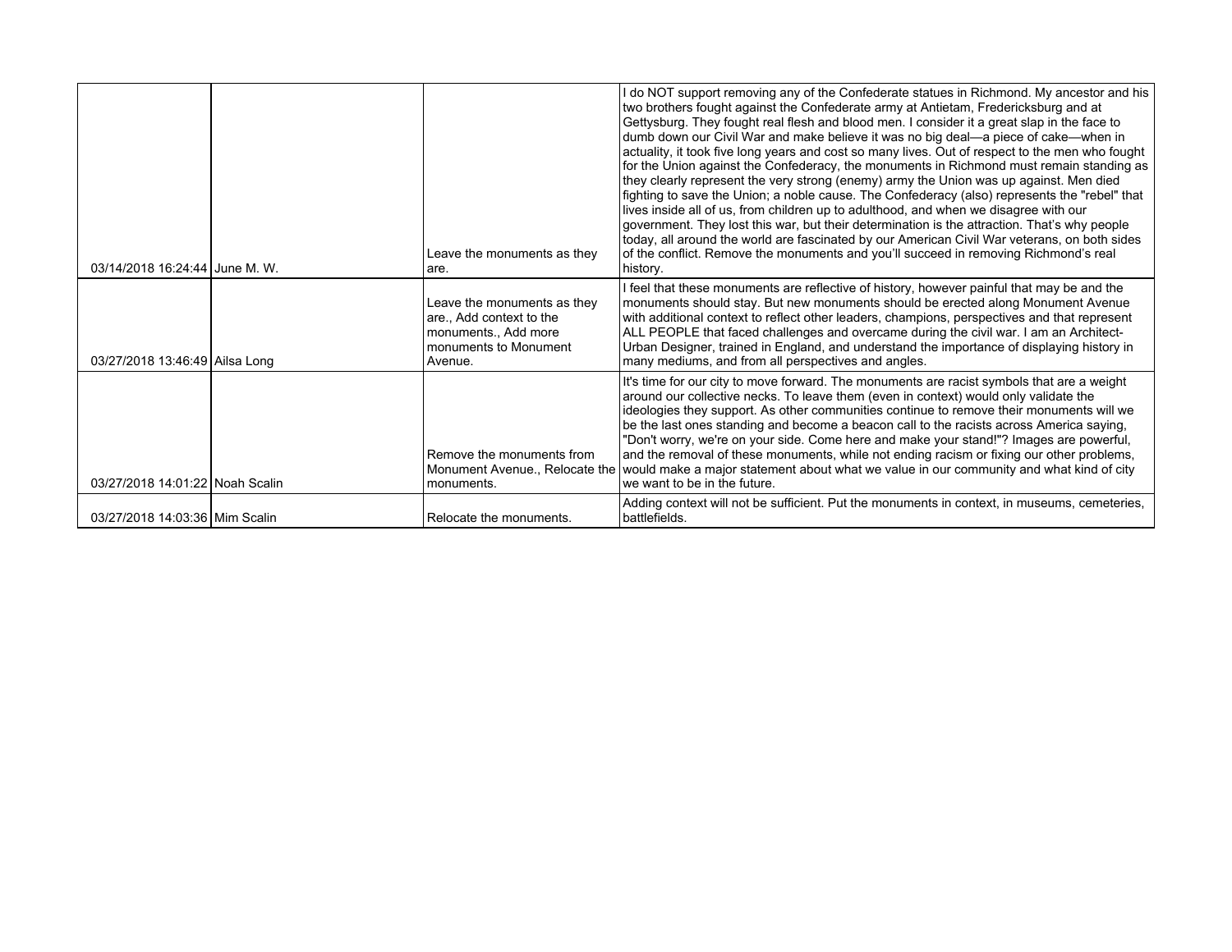| | | | |
|---|---|---|---|
| 03/14/2018 16:24:44 | June M. W. | Leave the monuments as they are. | I do NOT support removing any of the Confederate statues in Richmond. My ancestor and his two brothers fought against the Confederate army at Antietam, Fredericksburg and at Gettysburg. They fought real flesh and blood men. I consider it a great slap in the face to dumb down our Civil War and make believe it was no big deal—a piece of cake—when in actuality, it took five long years and cost so many lives. Out of respect to the men who fought for the Union against the Confederacy, the monuments in Richmond must remain standing as they clearly represent the very strong (enemy) army the Union was up against. Men died fighting to save the Union; a noble cause. The Confederacy (also) represents the "rebel" that lives inside all of us, from children up to adulthood, and when we disagree with our government. They lost this war, but their determination is the attraction. That's why people today, all around the world are fascinated by our American Civil War veterans, on both sides of the conflict. Remove the monuments and you'll succeed in removing Richmond's real history. |
| 03/27/2018 13:46:49 | Ailsa Long | Leave the monuments as they are., Add context to the monuments., Add more monuments to Monument Avenue. | I feel that these monuments are reflective of history, however painful that may be and the monuments should stay. But new monuments should be erected along Monument Avenue with additional context to reflect other leaders, champions, perspectives and that represent ALL PEOPLE that faced challenges and overcame during the civil war. I am an Architect-Urban Designer, trained in England, and understand the importance of displaying history in many mediums, and from all perspectives and angles. |
| 03/27/2018 14:01:22 | Noah Scalin | Remove the monuments from Monument Avenue., Relocate the monuments. | It's time for our city to move forward. The monuments are racist symbols that are a weight around our collective necks. To leave them (even in context) would only validate the ideologies they support. As other communities continue to remove their monuments will we be the last ones standing and become a beacon call to the racists across America saying, "Don't worry, we're on your side. Come here and make your stand!"? Images are powerful, and the removal of these monuments, while not ending racism or fixing our other problems, would make a major statement about what we value in our community and what kind of city we want to be in the future. |
| 03/27/2018 14:03:36 | Mim Scalin | Relocate the monuments. | Adding context will not be sufficient. Put the monuments in context, in museums, cemeteries, battlefields. |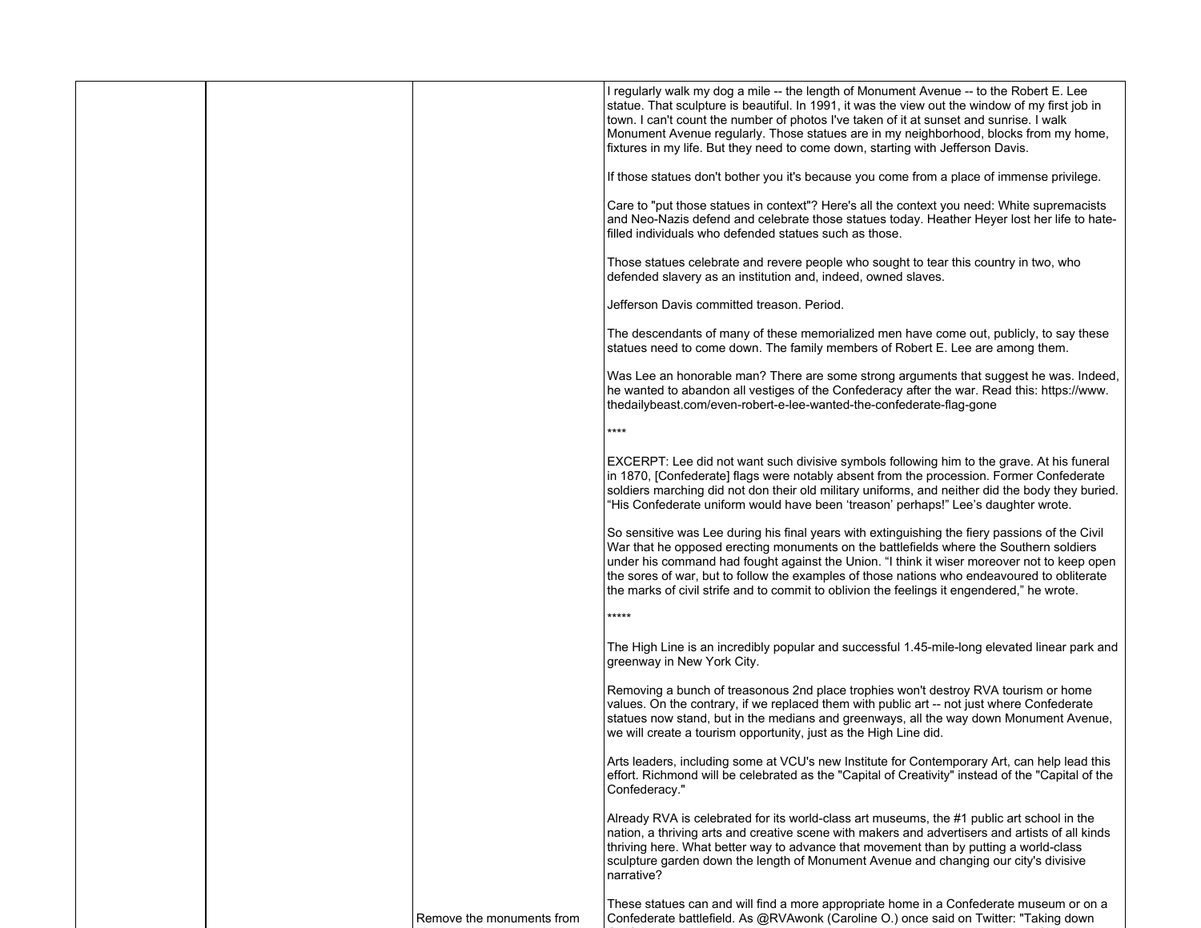| | | | |
|---|---|---|---|
| | | Remove the monuments from | I regularly walk my dog a mile -- the length of Monument Avenue -- to the Robert E. Lee statue. That sculpture is beautiful. In 1991, it was the view out the window of my first job in town. I can't count the number of photos I've taken of it at sunset and sunrise. I walk Monument Avenue regularly. Those statues are in my neighborhood, blocks from my home, fixtures in my life. But they need to come down, starting with Jefferson Davis.<br><br>If those statues don't bother you it's because you come from a place of immense privilege.<br><br>Care to "put those statues in context"? Here's all the context you need: White supremacists and Neo-Nazis defend and celebrate those statues today. Heather Heyer lost her life to hate-filled individuals who defended statues such as those.<br><br>Those statues celebrate and revere people who sought to tear this country in two, who defended slavery as an institution and, indeed, owned slaves.<br><br>Jefferson Davis committed treason. Period.<br><br>The descendants of many of these memorialized men have come out, publicly, to say these statues need to come down. The family members of Robert E. Lee are among them.<br><br>Was Lee an honorable man? There are some strong arguments that suggest he was. Indeed, he wanted to abandon all vestiges of the Confederacy after the war. Read this: https://www.thedailybeast.com/even-robert-e-lee-wanted-the-confederate-flag-gone<br><br>****<br><br>EXCERPT: Lee did not want such divisive symbols following him to the grave. At his funeral in 1870, [Confederate] flags were notably absent from the procession. Former Confederate soldiers marching did not don their old military uniforms, and neither did the body they buried. "His Confederate uniform would have been 'treason' perhaps!" Lee's daughter wrote.<br><br>So sensitive was Lee during his final years with extinguishing the fiery passions of the Civil War that he opposed erecting monuments on the battlefields where the Southern soldiers under his command had fought against the Union. "I think it wiser moreover not to keep open the sores of war, but to follow the examples of those nations who endeavoured to obliterate the marks of civil strife and to commit to oblivion the feelings it engendered," he wrote.<br><br>*****<br><br>The High Line is an incredibly popular and successful 1.45-mile-long elevated linear park and greenway in New York City.<br><br>Removing a bunch of treasonous 2nd place trophies won't destroy RVA tourism or home values. On the contrary, if we replaced them with public art -- not just where Confederate statues now stand, but in the medians and greenways, all the way down Monument Avenue, we will create a tourism opportunity, just as the High Line did.<br><br>Arts leaders, including some at VCU's new Institute for Contemporary Art, can help lead this effort. Richmond will be celebrated as the "Capital of Creativity" instead of the "Capital of the Confederacy."<br><br>Already RVA is celebrated for its world-class art museums, the #1 public art school in the nation, a thriving arts and creative scene with makers and advertisers and artists of all kinds thriving here. What better way to advance that movement than by putting a world-class sculpture garden down the length of Monument Avenue and changing our city's divisive narrative?<br><br>These statues can and will find a more appropriate home in a Confederate museum or on a Confederate battlefield. As @RVAwonk (Caroline O.) once said on Twitter: "Taking down |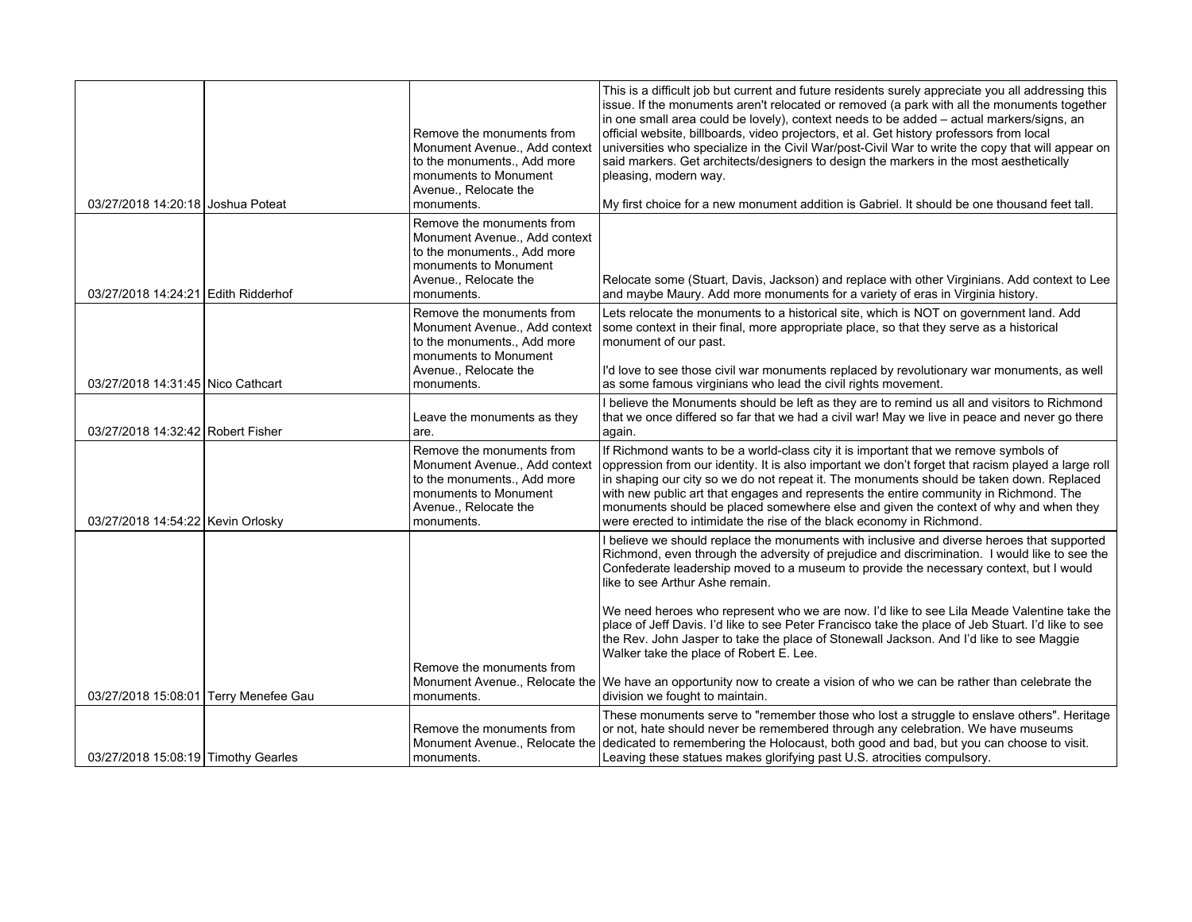| | | | |
|---|---|---|---|
| 03/27/2018 14:20:18 | Joshua Poteat | Remove the monuments from Monument Avenue., Add context to the monuments., Add more monuments to Monument Avenue., Relocate the monuments. | This is a difficult job but current and future residents surely appreciate you all addressing this issue. If the monuments aren't relocated or removed (a park with all the monuments together in one small area could be lovely), context needs to be added – actual markers/signs, an official website, billboards, video projectors, et al. Get history professors from local universities who specialize in the Civil War/post-Civil War to write the copy that will appear on said markers. Get architects/designers to design the markers in the most aesthetically pleasing, modern way.<br><br>My first choice for a new monument addition is Gabriel. It should be one thousand feet tall. |
| 03/27/2018 14:24:21 | Edith Ridderhof | Remove the monuments from Monument Avenue., Add context to the monuments., Add more monuments to Monument Avenue., Relocate the monuments. | Relocate some (Stuart, Davis, Jackson) and replace with other Virginians. Add context to Lee and maybe Maury. Add more monuments for a variety of eras in Virginia history. |
| 03/27/2018 14:31:45 | Nico Cathcart | Remove the monuments from Monument Avenue., Add context to the monuments., Add more monuments to Monument Avenue., Relocate the monuments. | Lets relocate the monuments to a historical site, which is NOT on government land. Add some context in their final, more appropriate place, so that they serve as a historical monument of our past.<br><br>I'd love to see those civil war monuments replaced by revolutionary war monuments, as well as some famous virginians who lead the civil rights movement. |
| 03/27/2018 14:32:42 | Robert Fisher | Leave the monuments as they are. | I believe the Monuments should be left as they are to remind us all and visitors to Richmond that we once differed so far that we had a civil war! May we live in peace and never go there again. |
| 03/27/2018 14:54:22 | Kevin Orlosky | Remove the monuments from Monument Avenue., Add context to the monuments., Add more monuments to Monument Avenue., Relocate the monuments. | If Richmond wants to be a world-class city it is important that we remove symbols of oppression from our identity. It is also important we don't forget that racism played a large roll in shaping our city so we do not repeat it. The monuments should be taken down. Replaced with new public art that engages and represents the entire community in Richmond. The monuments should be placed somewhere else and given the context of why and when they were erected to intimidate the rise of the black economy in Richmond. |
| 03/27/2018 15:08:01 | Terry Menefee Gau | Remove the monuments from Monument Avenue., Relocate the monuments. | I believe we should replace the monuments with inclusive and diverse heroes that supported Richmond, even through the adversity of prejudice and discrimination. I would like to see the Confederate leadership moved to a museum to provide the necessary context, but I would like to see Arthur Ashe remain.<br><br>We need heroes who represent who we are now. I'd like to see Lila Meade Valentine take the place of Jeff Davis. I'd like to see Peter Francisco take the place of Jeb Stuart. I'd like to see the Rev. John Jasper to take the place of Stonewall Jackson. And I'd like to see Maggie Walker take the place of Robert E. Lee.<br><br>We have an opportunity now to create a vision of who we can be rather than celebrate the division we fought to maintain. |
| 03/27/2018 15:08:19 | Timothy Gearles | Remove the monuments from Monument Avenue., Relocate the monuments. | These monuments serve to "remember those who lost a struggle to enslave others". Heritage or not, hate should never be remembered through any celebration. We have museums dedicated to remembering the Holocaust, both good and bad, but you can choose to visit. Leaving these statues makes glorifying past U.S. atrocities compulsory. |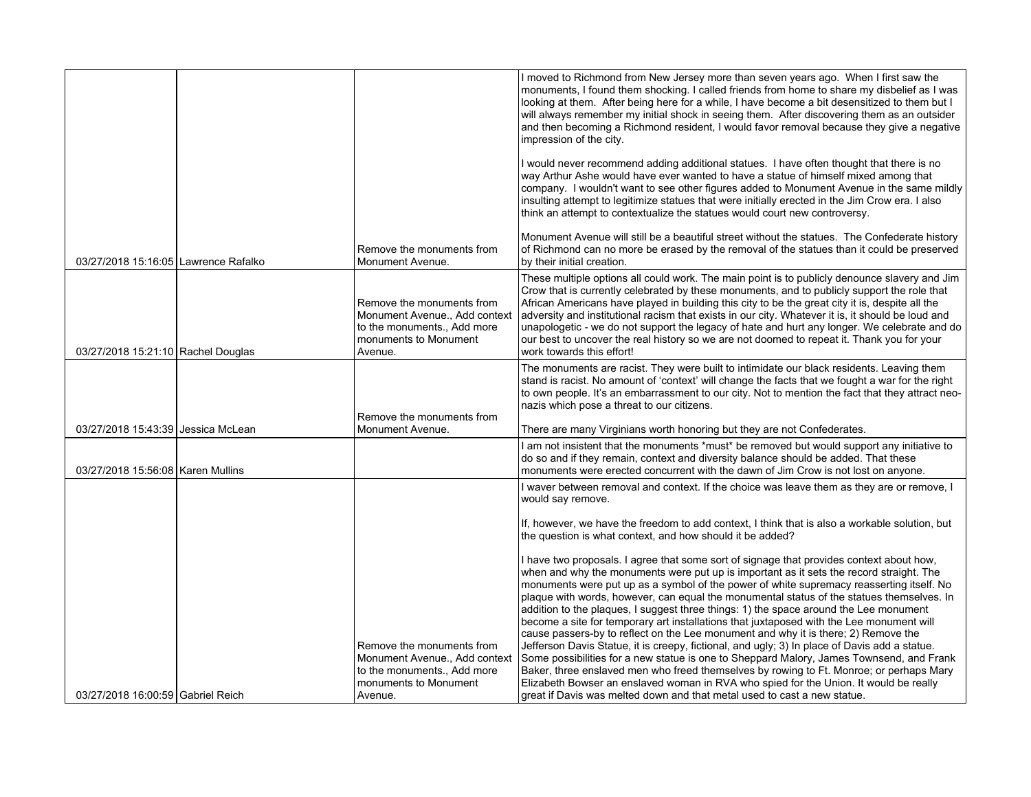| | | | |
|---|---|---|---|
| 03/27/2018 15:16:05 | Lawrence Rafalko | Remove the monuments from Monument Avenue. | I moved to Richmond from New Jersey more than seven years ago. When I first saw the monuments, I found them shocking. I called friends from home to share my disbelief as I was looking at them. After being here for a while, I have become a bit desensitized to them but I will always remember my initial shock in seeing them. After discovering them as an outsider and then becoming a Richmond resident, I would favor removal because they give a negative impression of the city.<br><br>I would never recommend adding additional statues. I have often thought that there is no way Arthur Ashe would have ever wanted to have a statue of himself mixed among that company. I wouldn't want to see other figures added to Monument Avenue in the same mildly insulting attempt to legitimize statues that were initially erected in the Jim Crow era. I also think an attempt to contextualize the statues would court new controversy.<br><br>Monument Avenue will still be a beautiful street without the statues. The Confederate history of Richmond can no more be erased by the removal of the statues than it could be preserved by their initial creation. |
| 03/27/2018 15:21:10 | Rachel Douglas | Remove the monuments from Monument Avenue., Add context to the monuments., Add more monuments to Monument Avenue. | These multiple options all could work. The main point is to publicly denounce slavery and Jim Crow that is currently celebrated by these monuments, and to publicly support the role that African Americans have played in building this city to be the great city it is, despite all the adversity and institutional racism that exists in our city. Whatever it is, it should be loud and unapologetic - we do not support the legacy of hate and hurt any longer. We celebrate and do our best to uncover the real history so we are not doomed to repeat it. Thank you for your work towards this effort! |
| 03/27/2018 15:43:39 | Jessica McLean | Remove the monuments from Monument Avenue. | The monuments are racist. They were built to intimidate our black residents. Leaving them stand is racist. No amount of 'context' will change the facts that we fought a war for the right to own people. It's an embarrassment to our city. Not to mention the fact that they attract neo-nazis which pose a threat to our citizens.<br><br>There are many Virginians worth honoring but they are not Confederates. |
| 03/27/2018 15:56:08 | Karen Mullins | | I am not insistent that the monuments *must* be removed but would support any initiative to do so and if they remain, context and diversity balance should be added. That these monuments were erected concurrent with the dawn of Jim Crow is not lost on anyone. |
| 03/27/2018 16:00:59 | Gabriel Reich | Remove the monuments from Monument Avenue., Add context to the monuments., Add more monuments to Monument Avenue. | I waver between removal and context. If the choice was leave them as they are or remove, I would say remove.<br><br>If, however, we have the freedom to add context, I think that is also a workable solution, but the question is what context, and how should it be added?<br><br>I have two proposals. I agree that some sort of signage that provides context about how, when and why the monuments were put up is important as it sets the record straight. The monuments were put up as a symbol of the power of white supremacy reasserting itself. No plaque with words, however, can equal the monumental status of the statues themselves. In addition to the plaques, I suggest three things: 1) the space around the Lee monument become a site for temporary art installations that juxtaposed with the Lee monument will cause passers-by to reflect on the Lee monument and why it is there; 2) Remove the Jefferson Davis Statue, it is creepy, fictional, and ugly; 3) In place of Davis add a statue. Some possibilities for a new statue is one to Sheppard Malory, James Townsend, and Frank Baker, three enslaved men who freed themselves by rowing to Ft. Monroe; or perhaps Mary Elizabeth Bowser an enslaved woman in RVA who spied for the Union. It would be really great if Davis was melted down and that metal used to cast a new statue. |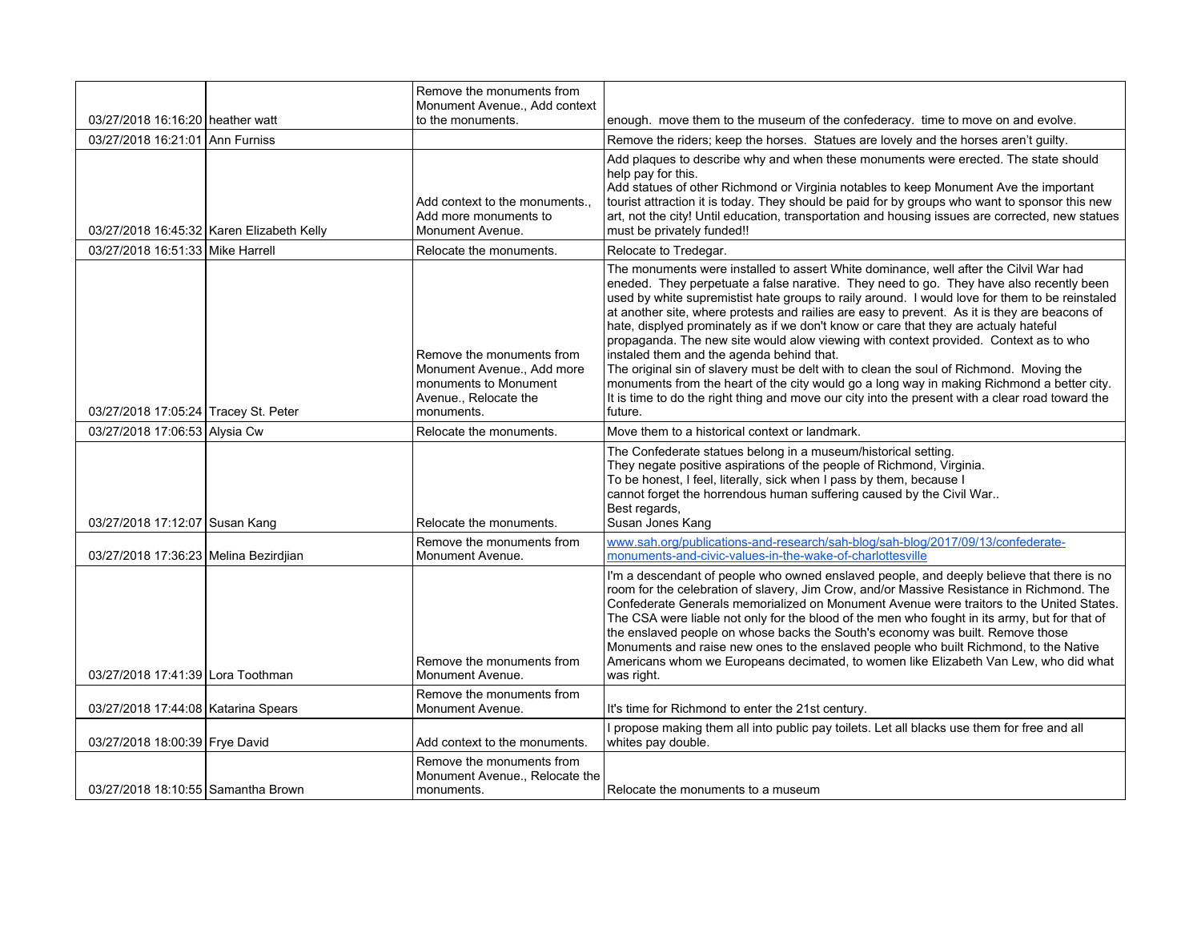| | | | |
|---|---|---|---|
| 03/27/2018 16:16:20 | heather watt | Remove the monuments from Monument Avenue., Add context to the monuments. | enough. move them to the museum of the confederacy. time to move on and evolve. |
| 03/27/2018 16:21:01 | Ann Furniss | | Remove the riders; keep the horses. Statues are lovely and the horses aren't guilty. |
| 03/27/2018 16:45:32 | Karen Elizabeth Kelly | Add context to the monuments., Add more monuments to Monument Avenue. | Add plaques to describe why and when these monuments were erected. The state should help pay for this.<br>Add statues of other Richmond or Virginia notables to keep Monument Ave the important tourist attraction it is today. They should be paid for by groups who want to sponsor this new art, not the city! Until education, transportation and housing issues are corrected, new statues must be privately funded!! |
| 03/27/2018 16:51:33 | Mike Harrell | Relocate the monuments. | Relocate to Tredegar. |
| 03/27/2018 17:05:24 | Tracey St. Peter | Remove the monuments from Monument Avenue., Add more monuments to Monument Avenue., Relocate the monuments. | The monuments were installed to assert White dominance, well after the Cilvil War had eneded. They perpetuate a false narative. They need to go. They have also recently been used by white supremistist hate groups to raily around. I would love for them to be reinstaled at another site, where protests and railies are easy to prevent. As it is they are beacons of hate, displyed prominately as if we don't know or care that they are actualy hateful propaganda. The new site would alow viewing with context provided. Context as to who instaled them and the agenda behind that.<br>The original sin of slavery must be delt with to clean the soul of Richmond. Moving the monuments from the heart of the city would go a long way in making Richmond a better city. It is time to do the right thing and move our city into the present with a clear road toward the future. |
| 03/27/2018 17:06:53 | Alysia Cw | Relocate the monuments. | Move them to a historical context or landmark. |
| 03/27/2018 17:12:07 | Susan Kang | Relocate the monuments. | The Confederate statues belong in a museum/historical setting.<br>They negate positive aspirations of the people of Richmond, Virginia.<br>To be honest, I feel, literally, sick when I pass by them, because I<br>cannot forget the horrendous human suffering caused by the Civil War..<br>Best regards,<br>Susan Jones Kang |
| 03/27/2018 17:36:23 | Melina Bezirdjian | Remove the monuments from Monument Avenue. | www.sah.org/publications-and-research/sah-blog/sah-blog/2017/09/13/confederate-monuments-and-civic-values-in-the-wake-of-charlottesville |
| 03/27/2018 17:41:39 | Lora Toothman | Remove the monuments from Monument Avenue. | I'm a descendant of people who owned enslaved people, and deeply believe that there is no room for the celebration of slavery, Jim Crow, and/or Massive Resistance in Richmond. The Confederate Generals memorialized on Monument Avenue were traitors to the United States. The CSA were liable not only for the blood of the men who fought in its army, but for that of the enslaved people on whose backs the South's economy was built. Remove those Monuments and raise new ones to the enslaved people who built Richmond, to the Native Americans whom we Europeans decimated, to women like Elizabeth Van Lew, who did what was right. |
| 03/27/2018 17:44:08 | Katarina Spears | Remove the monuments from Monument Avenue. | It's time for Richmond to enter the 21st century. |
| 03/27/2018 18:00:39 | Frye David | Add context to the monuments. | I propose making them all into public pay toilets. Let all blacks use them for free and all whites pay double. |
| 03/27/2018 18:10:55 | Samantha Brown | Remove the monuments from Monument Avenue., Relocate the monuments. | Relocate the monuments to a museum |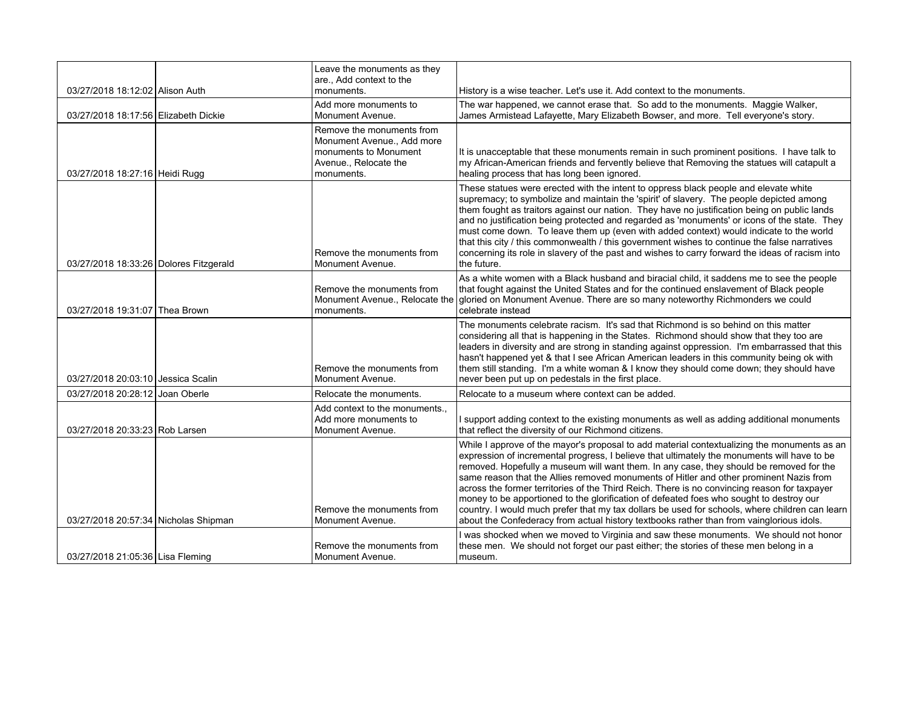| | | | |
|---|---|---|---|
| 03/27/2018 18:12:02 | Alison Auth | Leave the monuments as they are., Add context to the monuments. | History is a wise teacher. Let's use it. Add context to the monuments. |
| 03/27/2018 18:17:56 | Elizabeth Dickie | Add more monuments to Monument Avenue. | The war happened, we cannot erase that. So add to the monuments. Maggie Walker, James Armistead Lafayette, Mary Elizabeth Bowser, and more. Tell everyone's story. |
| 03/27/2018 18:27:16 | Heidi Rugg | Remove the monuments from Monument Avenue., Add more monuments to Monument Avenue., Relocate the monuments. | It is unacceptable that these monuments remain in such prominent positions. I have talk to my African-American friends and fervently believe that Removing the statues will catapult a healing process that has long been ignored. |
| 03/27/2018 18:33:26 | Dolores Fitzgerald | Remove the monuments from Monument Avenue. | These statues were erected with the intent to oppress black people and elevate white supremacy; to symbolize and maintain the 'spirit' of slavery. The people depicted among them fought as traitors against our nation. They have no justification being on public lands and no justification being protected and regarded as 'monuments' or icons of the state. They must come down. To leave them up (even with added context) would indicate to the world that this city / this commonwealth / this government wishes to continue the false narratives concerning its role in slavery of the past and wishes to carry forward the ideas of racism into the future. |
| 03/27/2018 19:31:07 | Thea Brown | Remove the monuments from Monument Avenue., Relocate the monuments. | As a white women with a Black husband and biracial child, it saddens me to see the people that fought against the United States and for the continued enslavement of Black people gloried on Monument Avenue. There are so many noteworthy Richmonders we could celebrate instead |
| 03/27/2018 20:03:10 | Jessica Scalin | Remove the monuments from Monument Avenue. | The monuments celebrate racism. It's sad that Richmond is so behind on this matter considering all that is happening in the States. Richmond should show that they too are leaders in diversity and are strong in standing against oppression. I'm embarrassed that this hasn't happened yet & that I see African American leaders in this community being ok with them still standing. I'm a white woman & I know they should come down; they should have never been put up on pedestals in the first place. |
| 03/27/2018 20:28:12 | Joan Oberle | Relocate the monuments. | Relocate to a museum where context can be added. |
| 03/27/2018 20:33:23 | Rob Larsen | Add context to the monuments., Add more monuments to Monument Avenue. | I support adding context to the existing monuments as well as adding additional monuments that reflect the diversity of our Richmond citizens. |
| 03/27/2018 20:57:34 | Nicholas Shipman | Remove the monuments from Monument Avenue. | While I approve of the mayor's proposal to add material contextualizing the monuments as an expression of incremental progress, I believe that ultimately the monuments will have to be removed. Hopefully a museum will want them. In any case, they should be removed for the same reason that the Allies removed monuments of Hitler and other prominent Nazis from across the former territories of the Third Reich. There is no convincing reason for taxpayer money to be apportioned to the glorification of defeated foes who sought to destroy our country. I would much prefer that my tax dollars be used for schools, where children can learn about the Confederacy from actual history textbooks rather than from vainglorious idols. |
| 03/27/2018 21:05:36 | Lisa Fleming | Remove the monuments from Monument Avenue. | I was shocked when we moved to Virginia and saw these monuments. We should not honor these men. We should not forget our past either; the stories of these men belong in a museum. |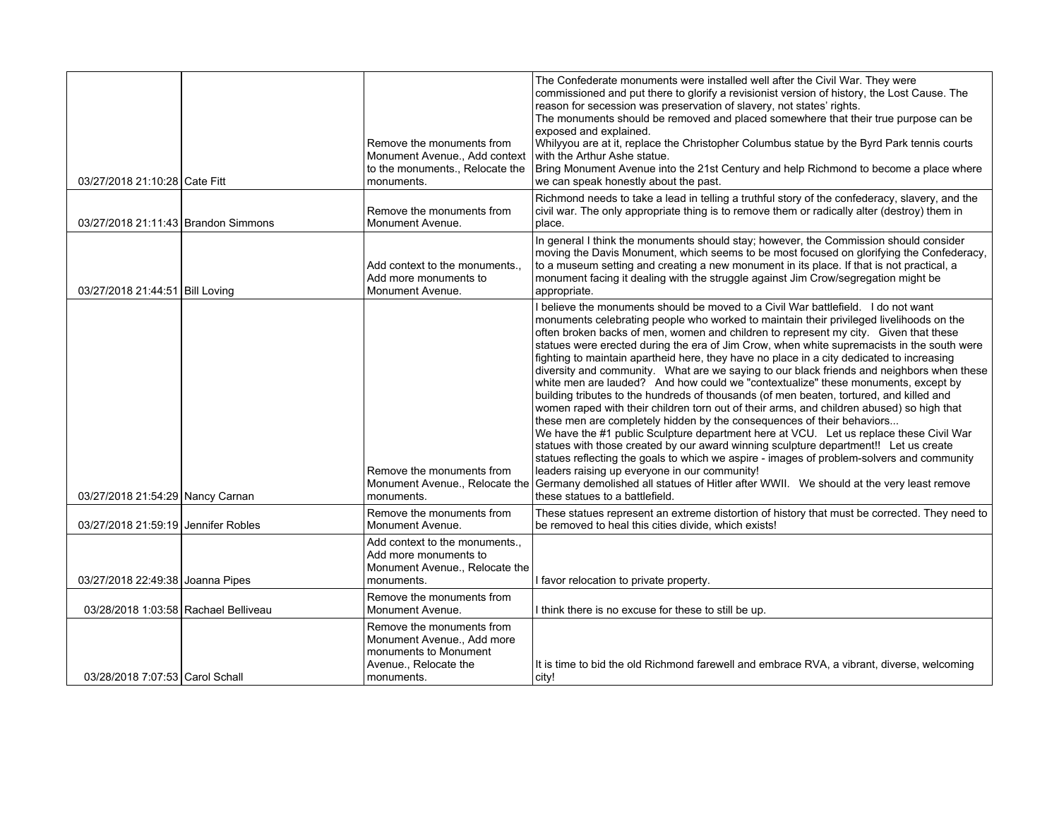| | | | |
|---|---|---|---|
| 03/27/2018 21:10:28 | Cate Fitt | Remove the monuments from Monument Avenue., Add context to the monuments., Relocate the monuments. | The Confederate monuments were installed well after the Civil War. They were commissioned and put there to glorify a revisionist version of history, the Lost Cause. The reason for secession was preservation of slavery, not states' rights.<br>The monuments should be removed and placed somewhere that their true purpose can be exposed and explained.<br>Whilyyou are at it, replace the Christopher Columbus statue by the Byrd Park tennis courts with the Arthur Ashe statue.<br>Bring Monument Avenue into the 21st Century and help Richmond to become a place where we can speak honestly about the past. |
| 03/27/2018 21:11:43 | Brandon Simmons | Remove the monuments from Monument Avenue. | Richmond needs to take a lead in telling a truthful story of the confederacy, slavery, and the civil war. The only appropriate thing is to remove them or radically alter (destroy) them in place. |
| 03/27/2018 21:44:51 | Bill Loving | Add context to the monuments., Add more monuments to Monument Avenue. | In general I think the monuments should stay; however, the Commission should consider moving the Davis Monument, which seems to be most focused on glorifying the Confederacy, to a museum setting and creating a new monument in its place. If that is not practical, a monument facing it dealing with the struggle against Jim Crow/segregation might be appropriate. |
| 03/27/2018 21:54:29 | Nancy Carnan | Remove the monuments from Monument Avenue., Relocate the monuments. | I believe the monuments should be moved to a Civil War battlefield. I do not want monuments celebrating people who worked to maintain their privileged livelihoods on the often broken backs of men, women and children to represent my city. Given that these statues were erected during the era of Jim Crow, when white supremacists in the south were fighting to maintain apartheid here, they have no place in a city dedicated to increasing diversity and community. What are we saying to our black friends and neighbors when these white men are lauded? And how could we "contextualize" these monuments, except by building tributes to the hundreds of thousands (of men beaten, tortured, and killed and women raped with their children torn out of their arms, and children abused) so high that these men are completely hidden by the consequences of their behaviors...<br>We have the #1 public Sculpture department here at VCU. Let us replace these Civil War statues with those created by our award winning sculpture department!! Let us create statues reflecting the goals to which we aspire - images of problem-solvers and community leaders raising up everyone in our community!<br>Germany demolished all statues of Hitler after WWII. We should at the very least remove these statues to a battlefield. |
| 03/27/2018 21:59:19 | Jennifer Robles | Remove the monuments from Monument Avenue. | These statues represent an extreme distortion of history that must be corrected. They need to be removed to heal this cities divide, which exists! |
| 03/27/2018 22:49:38 | Joanna Pipes | Add context to the monuments., Add more monuments to Monument Avenue., Relocate the monuments. | I favor relocation to private property. |
| 03/28/2018 1:03:58 | Rachael Belliveau | Remove the monuments from Monument Avenue. | I think there is no excuse for these to still be up. |
| 03/28/2018 7:07:53 | Carol Schall | Remove the monuments from Monument Avenue., Add more monuments to Monument Avenue., Relocate the monuments. | It is time to bid the old Richmond farewell and embrace RVA, a vibrant, diverse, welcoming city! |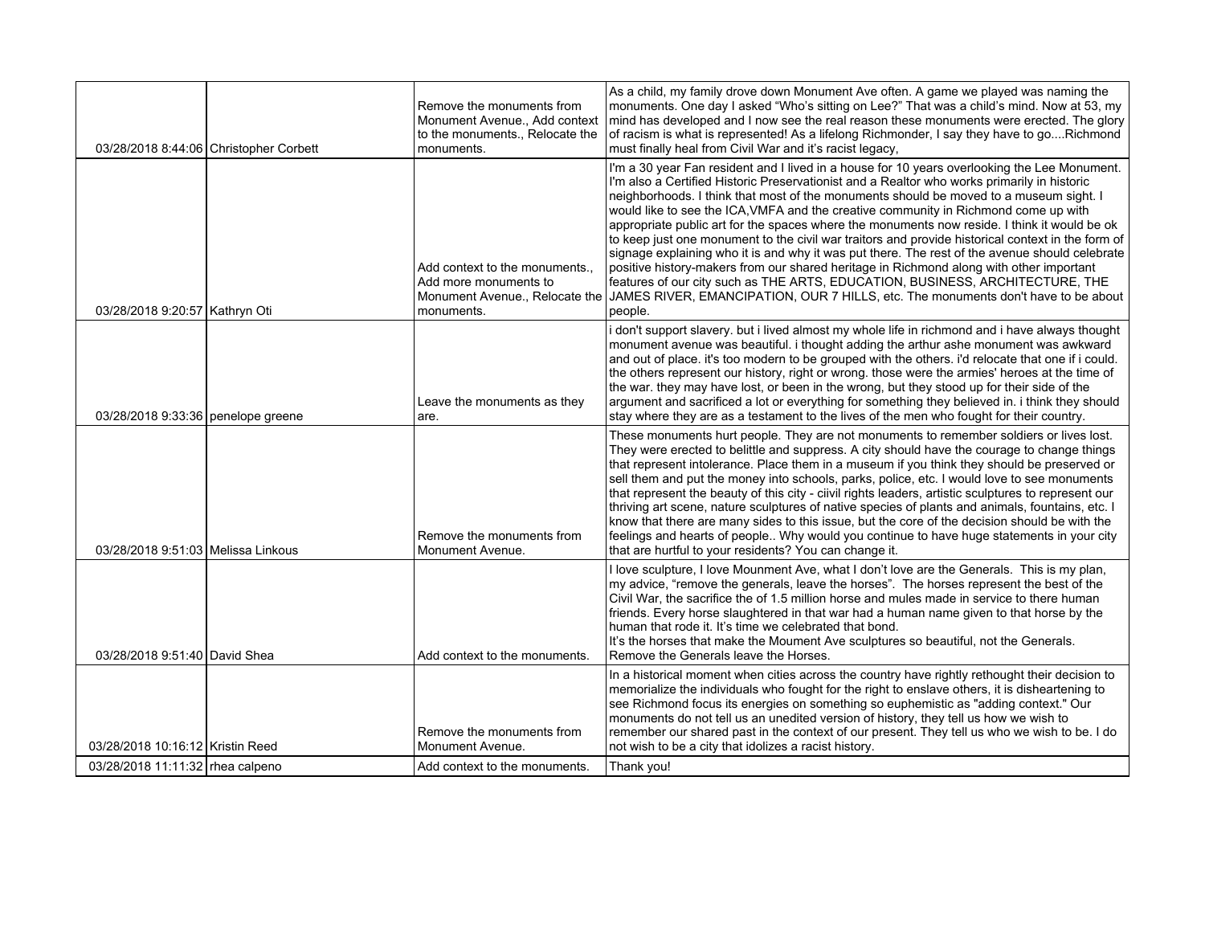| | | | |
|---|---|---|---|
| 03/28/2018 8:44:06 | Christopher Corbett | Remove the monuments from Monument Avenue., Add context to the monuments., Relocate the monuments. | As a child, my family drove down Monument Ave often. A game we played was naming the monuments. One day I asked "Who's sitting on Lee?" That was a child's mind. Now at 53, my mind has developed and I now see the real reason these monuments were erected. The glory of racism is what is represented! As a lifelong Richmonder, I say they have to go....Richmond must finally heal from Civil War and it's racist legacy, |
| 03/28/2018 9:20:57 | Kathryn Oti | Add context to the monuments., Add more monuments to Monument Avenue., Relocate the monuments. | I'm a 30 year Fan resident and I lived in a house for 10 years overlooking the Lee Monument. I'm also a Certified Historic Preservationist and a Realtor who works primarily in historic neighborhoods. I think that most of the monuments should be moved to a museum sight. I would like to see the ICA,VMFA and the creative community in Richmond come up with appropriate public art for the spaces where the monuments now reside. I think it would be ok to keep just one monument to the civil war traitors and provide historical context in the form of signage explaining who it is and why it was put there. The rest of the avenue should celebrate positive history-makers from our shared heritage in Richmond along with other important features of our city such as THE ARTS, EDUCATION, BUSINESS, ARCHITECTURE, THE JAMES RIVER, EMANCIPATION, OUR 7 HILLS, etc. The monuments don't have to be about people. |
| 03/28/2018 9:33:36 | penelope greene | Leave the monuments as they are. | i don't support slavery. but i lived almost my whole life in richmond and i have always thought monument avenue was beautiful. i thought adding the arthur ashe monument was awkward and out of place. it's too modern to be grouped with the others. i'd relocate that one if i could. the others represent our history, right or wrong. those were the armies' heroes at the time of the war. they may have lost, or been in the wrong, but they stood up for their side of the argument and sacrificed a lot or everything for something they believed in. i think they should stay where they are as a testament to the lives of the men who fought for their country. |
| 03/28/2018 9:51:03 | Melissa Linkous | Remove the monuments from Monument Avenue. | These monuments hurt people. They are not monuments to remember soldiers or lives lost. They were erected to belittle and suppress. A city should have the courage to change things that represent intolerance. Place them in a museum if you think they should be preserved or sell them and put the money into schools, parks, police, etc. I would love to see monuments that represent the beauty of this city - ciivil rights leaders, artistic sculptures to represent our thriving art scene, nature sculptures of native species of plants and animals, fountains, etc. I know that there are many sides to this issue, but the core of the decision should be with the feelings and hearts of people.. Why would you continue to have huge statements in your city that are hurtful to your residents? You can change it. |
| 03/28/2018 9:51:40 | David Shea | Add context to the monuments. | I love sculpture, I love Mounment Ave, what I don't love are the Generals. This is my plan, my advice, "remove the generals, leave the horses". The horses represent the best of the Civil War, the sacrifice the of 1.5 million horse and mules made in service to there human friends. Every horse slaughtered in that war had a human name given to that horse by the human that rode it. It's time we celebrated that bond.<br>It's the horses that make the Moument Ave sculptures so beautiful, not the Generals. Remove the Generals leave the Horses. |
| 03/28/2018 10:16:12 | Kristin Reed | Remove the monuments from Monument Avenue. | In a historical moment when cities across the country have rightly rethought their decision to memorialize the individuals who fought for the right to enslave others, it is disheartening to see Richmond focus its energies on something so euphemistic as "adding context." Our monuments do not tell us an unedited version of history, they tell us how we wish to remember our shared past in the context of our present. They tell us who we wish to be. I do not wish to be a city that idolizes a racist history. |
| 03/28/2018 11:11:32 | rhea calpeno | Add context to the monuments. | Thank you! |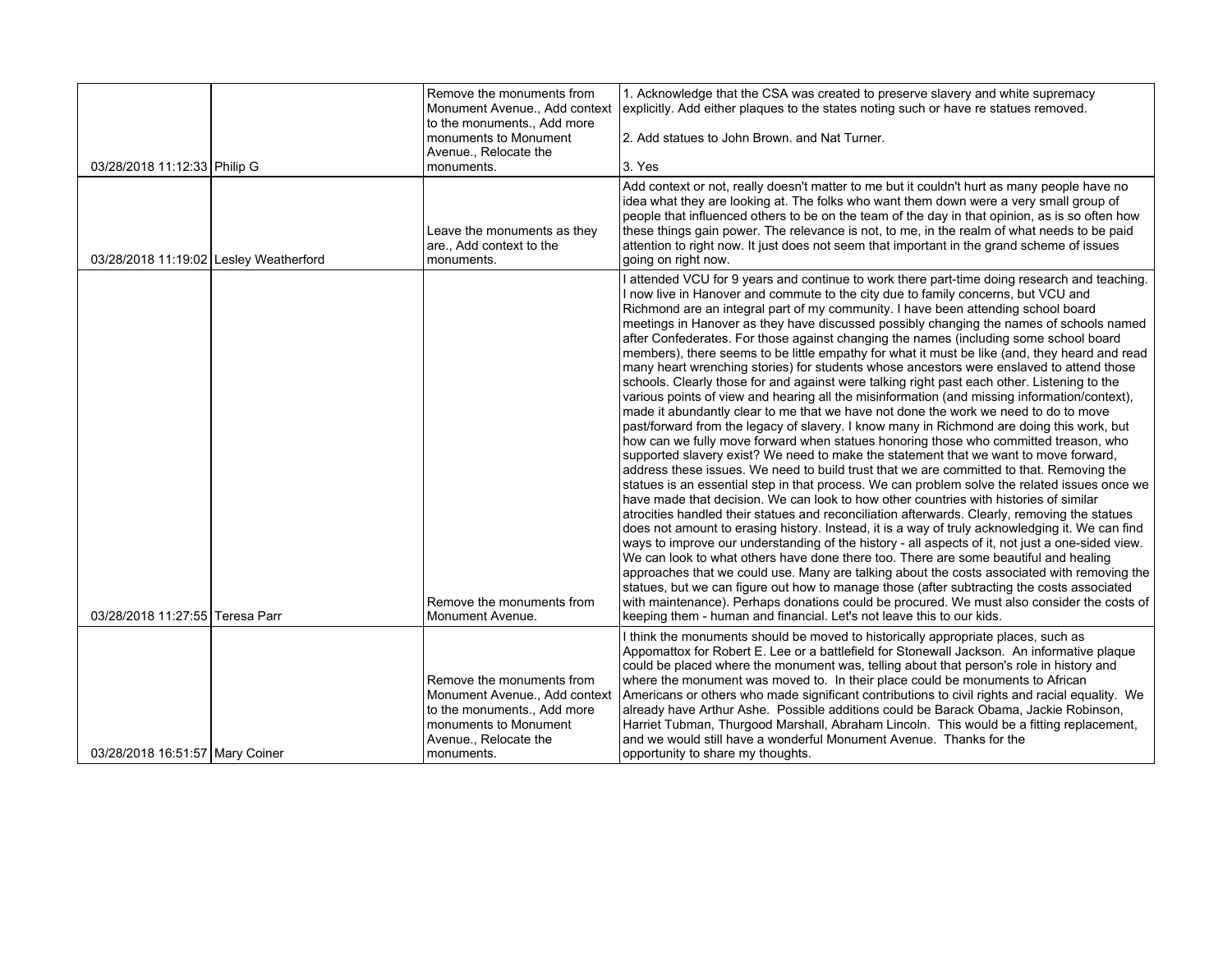| | | | |
|---|---|---|---|
| 03/28/2018 11:12:33 | Philip G | Remove the monuments from Monument Avenue., Add context to the monuments., Add more monuments to Monument Avenue., Relocate the monuments. | 1. Acknowledge that the CSA was created to preserve slavery and white supremacy explicitly. Add either plaques to the states noting such or have re statues removed.<br><br>2. Add statues to John Brown. and Nat Turner.<br><br>3. Yes |
| 03/28/2018 11:19:02 | Lesley Weatherford | Leave the monuments as they are., Add context to the monuments. | Add context or not, really doesn't matter to me but it couldn't hurt as many people have no idea what they are looking at. The folks who want them down were a very small group of people that influenced others to be on the team of the day in that opinion, as is so often how these things gain power. The relevance is not, to me, in the realm of what needs to be paid attention to right now. It just does not seem that important in the grand scheme of issues going on right now. |
| 03/28/2018 11:27:55 | Teresa Parr | Remove the monuments from Monument Avenue. | I attended VCU for 9 years and continue to work there part-time doing research and teaching. I now live in Hanover and commute to the city due to family concerns, but VCU and Richmond are an integral part of my community. I have been attending school board meetings in Hanover as they have discussed possibly changing the names of schools named after Confederates. For those against changing the names (including some school board members), there seems to be little empathy for what it must be like (and, they heard and read many heart wrenching stories) for students whose ancestors were enslaved to attend those schools. Clearly those for and against were talking right past each other. Listening to the various points of view and hearing all the misinformation (and missing information/context), made it abundantly clear to me that we have not done the work we need to do to move past/forward from the legacy of slavery. I know many in Richmond are doing this work, but how can we fully move forward when statues honoring those who committed treason, who supported slavery exist? We need to make the statement that we want to move forward, address these issues. We need to build trust that we are committed to that. Removing the statues is an essential step in that process. We can problem solve the related issues once we have made that decision. We can look to how other countries with histories of similar atrocities handled their statues and reconciliation afterwards. Clearly, removing the statues does not amount to erasing history. Instead, it is a way of truly acknowledging it. We can find ways to improve our understanding of the history - all aspects of it, not just a one-sided view. We can look to what others have done there too. There are some beautiful and healing approaches that we could use. Many are talking about the costs associated with removing the statues, but we can figure out how to manage those (after subtracting the costs associated with maintenance). Perhaps donations could be procured. We must also consider the costs of keeping them - human and financial. Let's not leave this to our kids. |
| 03/28/2018 16:51:57 | Mary Coiner | Remove the monuments from Monument Avenue., Add context to the monuments., Add more monuments to Monument Avenue., Relocate the monuments. | I think the monuments should be moved to historically appropriate places, such as Appomattox for Robert E. Lee or a battlefield for Stonewall Jackson. An informative plaque could be placed where the monument was, telling about that person's role in history and where the monument was moved to. In their place could be monuments to African Americans or others who made significant contributions to civil rights and racial equality. We already have Arthur Ashe. Possible additions could be Barack Obama, Jackie Robinson, Harriet Tubman, Thurgood Marshall, Abraham Lincoln. This would be a fitting replacement, and we would still have a wonderful Monument Avenue. Thanks for the opportunity to share my thoughts. |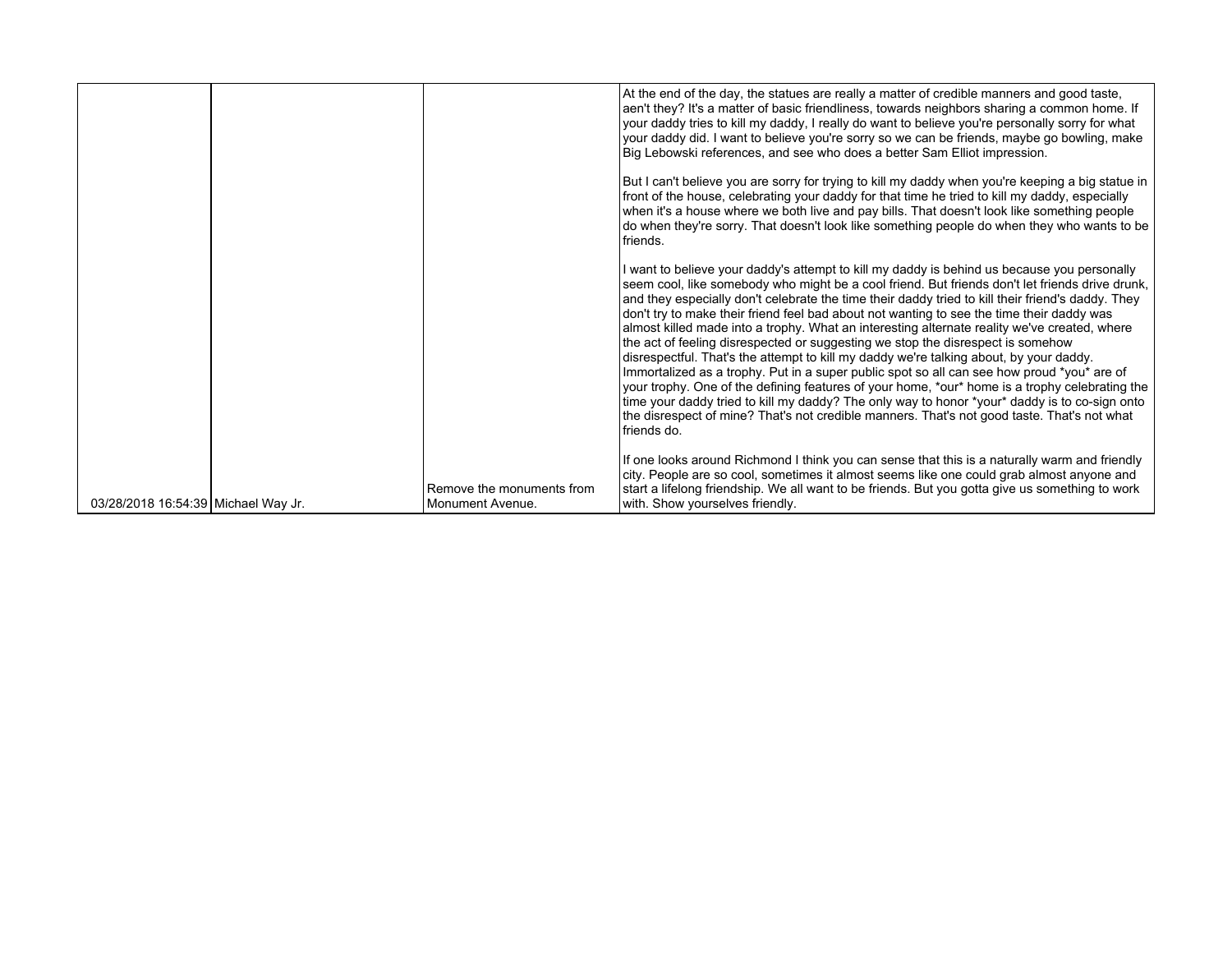| | | | |
|---|---|---|---|
| 03/28/2018 16:54:39 | Michael Way Jr. | Remove the monuments from Monument Avenue. | At the end of the day, the statues are really a matter of credible manners and good taste, aen't they? It's a matter of basic friendliness, towards neighbors sharing a common home. If your daddy tries to kill my daddy, I really do want to believe you're personally sorry for what your daddy did. I want to believe you're sorry so we can be friends, maybe go bowling, make Big Lebowski references, and see who does a better Sam Elliot impression.<br><br>But I can't believe you are sorry for trying to kill my daddy when you're keeping a big statue in front of the house, celebrating your daddy for that time he tried to kill my daddy, especially when it's a house where we both live and pay bills. That doesn't look like something people do when they're sorry. That doesn't look like something people do when they who wants to be friends.<br><br>I want to believe your daddy's attempt to kill my daddy is behind us because you personally seem cool, like somebody who might be a cool friend. But friends don't let friends drive drunk, and they especially don't celebrate the time their daddy tried to kill their friend's daddy. They don't try to make their friend feel bad about not wanting to see the time their daddy was almost killed made into a trophy. What an interesting alternate reality we've created, where the act of feeling disrespected or suggesting we stop the disrespect is somehow disrespectful. That's the attempt to kill my daddy we're talking about, by your daddy. Immortalized as a trophy. Put in a super public spot so all can see how proud *you* are of your trophy. One of the defining features of your home, *our* home is a trophy celebrating the time your daddy tried to kill my daddy? The only way to honor *your* daddy is to co-sign onto the disrespect of mine? That's not credible manners. That's not good taste. That's not what friends do.<br><br>If one looks around Richmond I think you can sense that this is a naturally warm and friendly city. People are so cool, sometimes it almost seems like one could grab almost anyone and start a lifelong friendship. We all want to be friends. But you gotta give us something to work with. Show yourselves friendly. |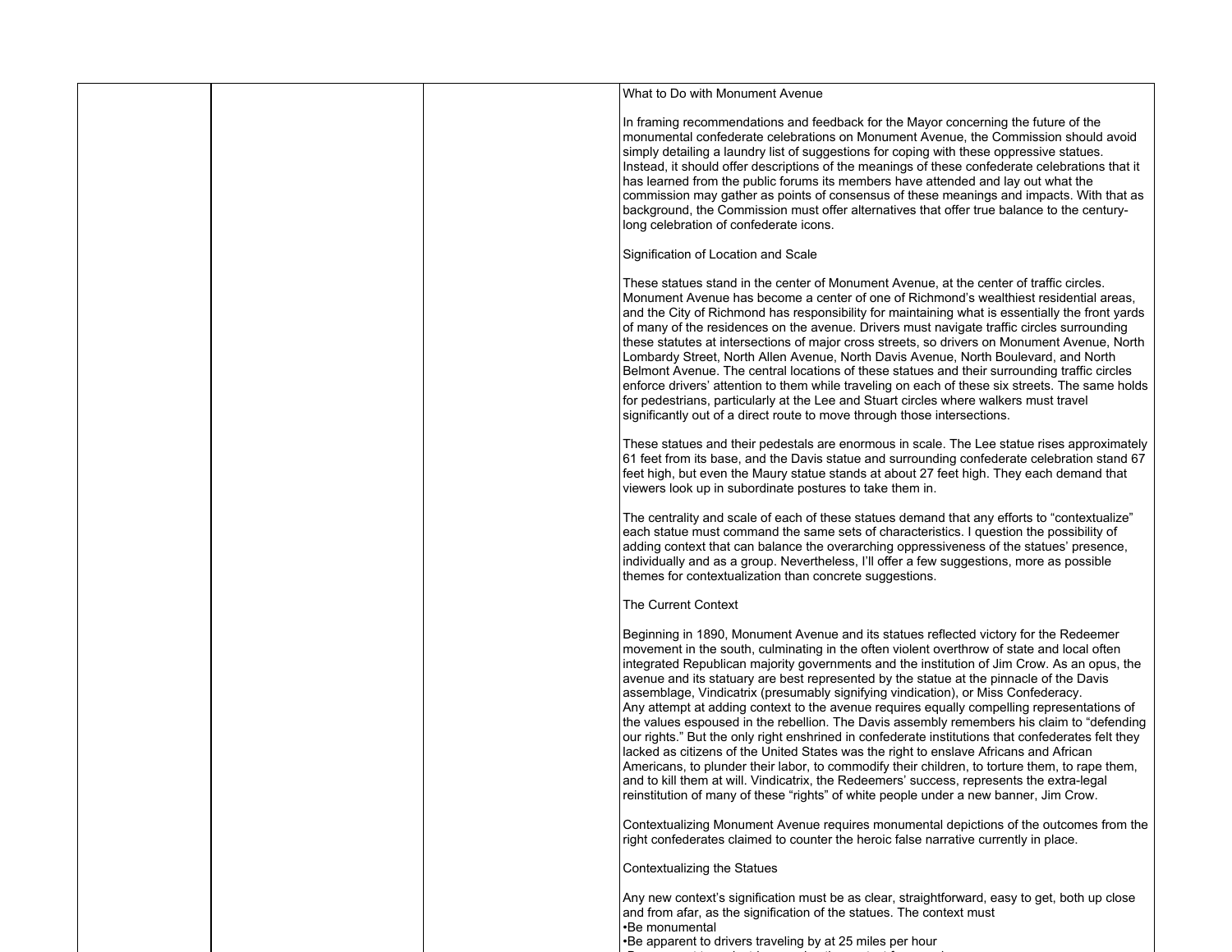| | | | What to Do with Monument Avenue<br><br>In framing recommendations and feedback for the Mayor concerning the future of the monumental confederate celebrations on Monument Avenue, the Commission should avoid simply detailing a laundry list of suggestions for coping with these oppressive statues. Instead, it should offer descriptions of the meanings of these confederate celebrations that it has learned from the public forums its members have attended and lay out what the commission may gather as points of consensus of these meanings and impacts. With that as background, the Commission must offer alternatives that offer true balance to the century-long celebration of confederate icons.<br><br>Signification of Location and Scale<br><br>These statues stand in the center of Monument Avenue, at the center of traffic circles. Monument Avenue has become a center of one of Richmond's wealthiest residential areas, and the City of Richmond has responsibility for maintaining what is essentially the front yards of many of the residences on the avenue. Drivers must navigate traffic circles surrounding these statutes at intersections of major cross streets, so drivers on Monument Avenue, North Lombardy Street, North Allen Avenue, North Davis Avenue, North Boulevard, and North Belmont Avenue. The central locations of these statues and their surrounding traffic circles enforce drivers' attention to them while traveling on each of these six streets. The same holds for pedestrians, particularly at the Lee and Stuart circles where walkers must travel significantly out of a direct route to move through those intersections.<br><br>These statues and their pedestals are enormous in scale. The Lee statue rises approximately 61 feet from its base, and the Davis statue and surrounding confederate celebration stand 67 feet high, but even the Maury statue stands at about 27 feet high. They each demand that viewers look up in subordinate postures to take them in.<br><br>The centrality and scale of each of these statues demand that any efforts to "contextualize" each statue must command the same sets of characteristics. I question the possibility of adding context that can balance the overarching oppressiveness of the statues' presence, individually and as a group. Nevertheless, I'll offer a few suggestions, more as possible themes for contextualization than concrete suggestions.<br><br>The Current Context<br><br>Beginning in 1890, Monument Avenue and its statues reflected victory for the Redeemer movement in the south, culminating in the often violent overthrow of state and local often integrated Republican majority governments and the institution of Jim Crow. As an opus, the avenue and its statuary are best represented by the statue at the pinnacle of the Davis assemblage, Vindicatrix (presumably signifying vindication), or Miss Confederacy.<br>Any attempt at adding context to the avenue requires equally compelling representations of the values espoused in the rebellion. The Davis assembly remembers his claim to "defending our rights." But the only right enshrined in confederate institutions that confederates felt they lacked as citizens of the United States was the right to enslave Africans and African Americans, to plunder their labor, to commodify their children, to torture them, to rape them, and to kill them at will. Vindicatrix, the Redeemers' success, represents the extra-legal reinstitution of many of these "rights" of white people under a new banner, Jim Crow.<br><br>Contextualizing Monument Avenue requires monumental depictions of the outcomes from the right confederates claimed to counter the heroic false narrative currently in place.<br><br>Contextualizing the Statues<br><br>Any new context's signification must be as clear, straightforward, easy to get, both up close and from afar, as the signification of the statues. The context must<br>•Be monumental<br>•Be apparent to drivers traveling by at 25 miles per hour |
|---|---|---|---|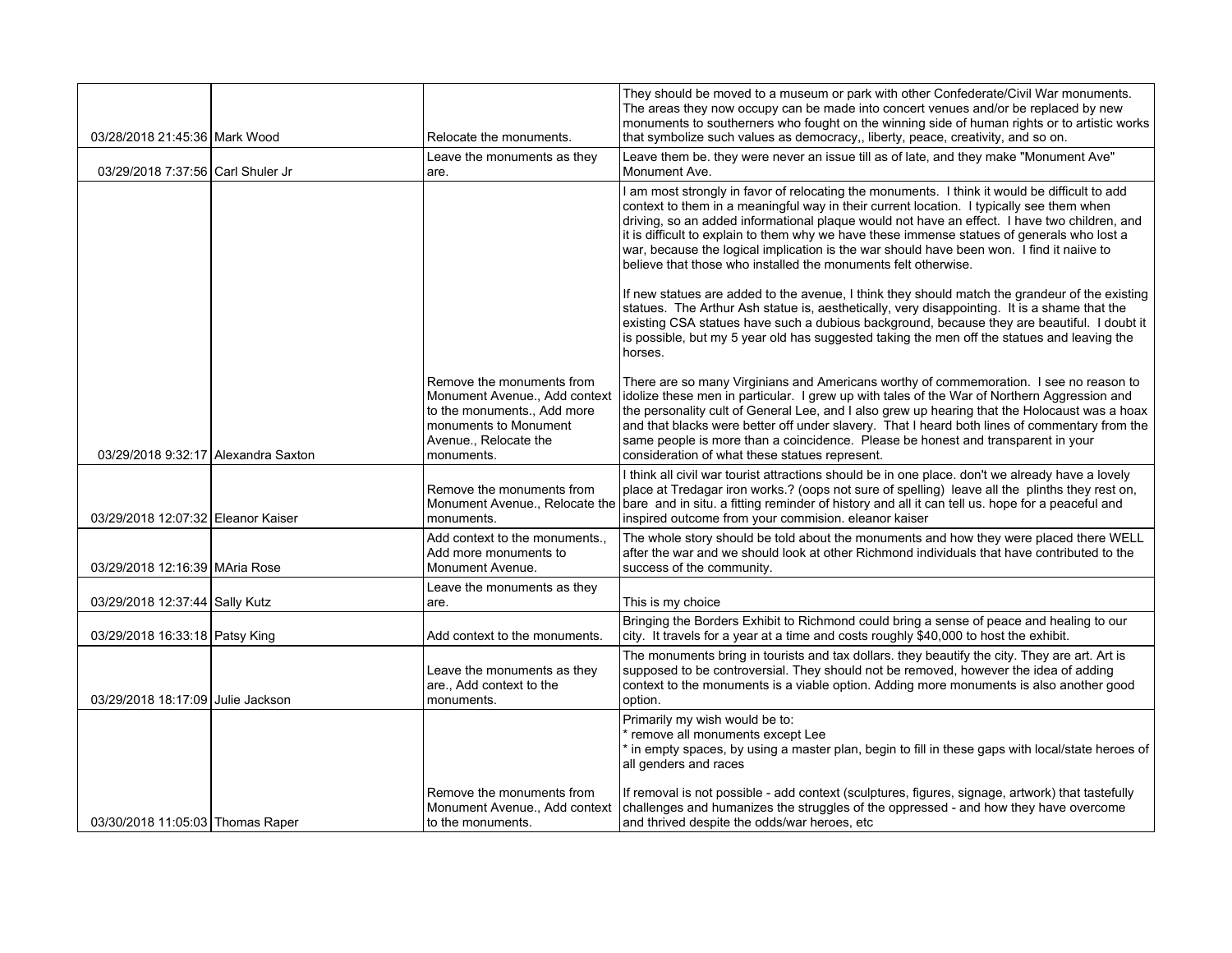| | | | |
|---|---|---|---|
| 03/28/2018 21:45:36 | Mark Wood | Relocate the monuments. | They should be moved to a museum or park with other Confederate/Civil War monuments. The areas they now occupy can be made into concert venues and/or be replaced by new monuments to southerners who fought on the winning side of human rights or to artistic works that symbolize such values as democracy,, liberty, peace, creativity, and so on. |
| 03/29/2018 7:37:56 | Carl Shuler Jr | Leave the monuments as they are. | Leave them be. they were never an issue till as of late, and they make "Monument Ave" Monument Ave. |
| 03/29/2018 9:32:17 | Alexandra Saxton | Remove the monuments from Monument Avenue., Add context to the monuments., Add more monuments to Monument Avenue., Relocate the monuments. | I am most strongly in favor of relocating the monuments. I think it would be difficult to add context to them in a meaningful way in their current location. I typically see them when driving, so an added informational plaque would not have an effect. I have two children, and it is difficult to explain to them why we have these immense statues of generals who lost a war, because the logical implication is the war should have been won. I find it naiive to believe that those who installed the monuments felt otherwise.<br><br>If new statues are added to the avenue, I think they should match the grandeur of the existing statues. The Arthur Ash statue is, aesthetically, very disappointing. It is a shame that the existing CSA statues have such a dubious background, because they are beautiful. I doubt it is possible, but my 5 year old has suggested taking the men off the statues and leaving the horses.<br><br>There are so many Virginians and Americans worthy of commemoration. I see no reason to idolize these men in particular. I grew up with tales of the War of Northern Aggression and the personality cult of General Lee, and I also grew up hearing that the Holocaust was a hoax and that blacks were better off under slavery. That I heard both lines of commentary from the same people is more than a coincidence. Please be honest and transparent in your consideration of what these statues represent. |
| 03/29/2018 12:07:32 | Eleanor Kaiser | Remove the monuments from Monument Avenue., Relocate the monuments. | I think all civil war tourist attractions should be in one place. don't we already have a lovely place at Tredagar iron works.? (oops not sure of spelling) leave all the plinths they rest on, bare and in situ. a fitting reminder of history and all it can tell us. hope for a peaceful and inspired outcome from your commision. eleanor kaiser |
| 03/29/2018 12:16:39 | MAria Rose | Add context to the monuments., Add more monuments to Monument Avenue. | The whole story should be told about the monuments and how they were placed there WELL after the war and we should look at other Richmond individuals that have contributed to the success of the community. |
| 03/29/2018 12:37:44 | Sally Kutz | Leave the monuments as they are. | This is my choice |
| 03/29/2018 16:33:18 | Patsy King | Add context to the monuments. | Bringing the Borders Exhibit to Richmond could bring a sense of peace and healing to our city. It travels for a year at a time and costs roughly $40,000 to host the exhibit. |
| 03/29/2018 18:17:09 | Julie Jackson | Leave the monuments as they are., Add context to the monuments. | The monuments bring in tourists and tax dollars. they beautify the city. They are art. Art is supposed to be controversial. They should not be removed, however the idea of adding context to the monuments is a viable option. Adding more monuments is also another good option. |
| 03/30/2018 11:05:03 | Thomas Raper | Remove the monuments from Monument Avenue., Add context to the monuments. | Primarily my wish would be to:<br>* remove all monuments except Lee<br>* in empty spaces, by using a master plan, begin to fill in these gaps with local/state heroes of all genders and races<br><br>If removal is not possible - add context (sculptures, figures, signage, artwork) that tastefully challenges and humanizes the struggles of the oppressed - and how they have overcome and thrived despite the odds/war heroes, etc |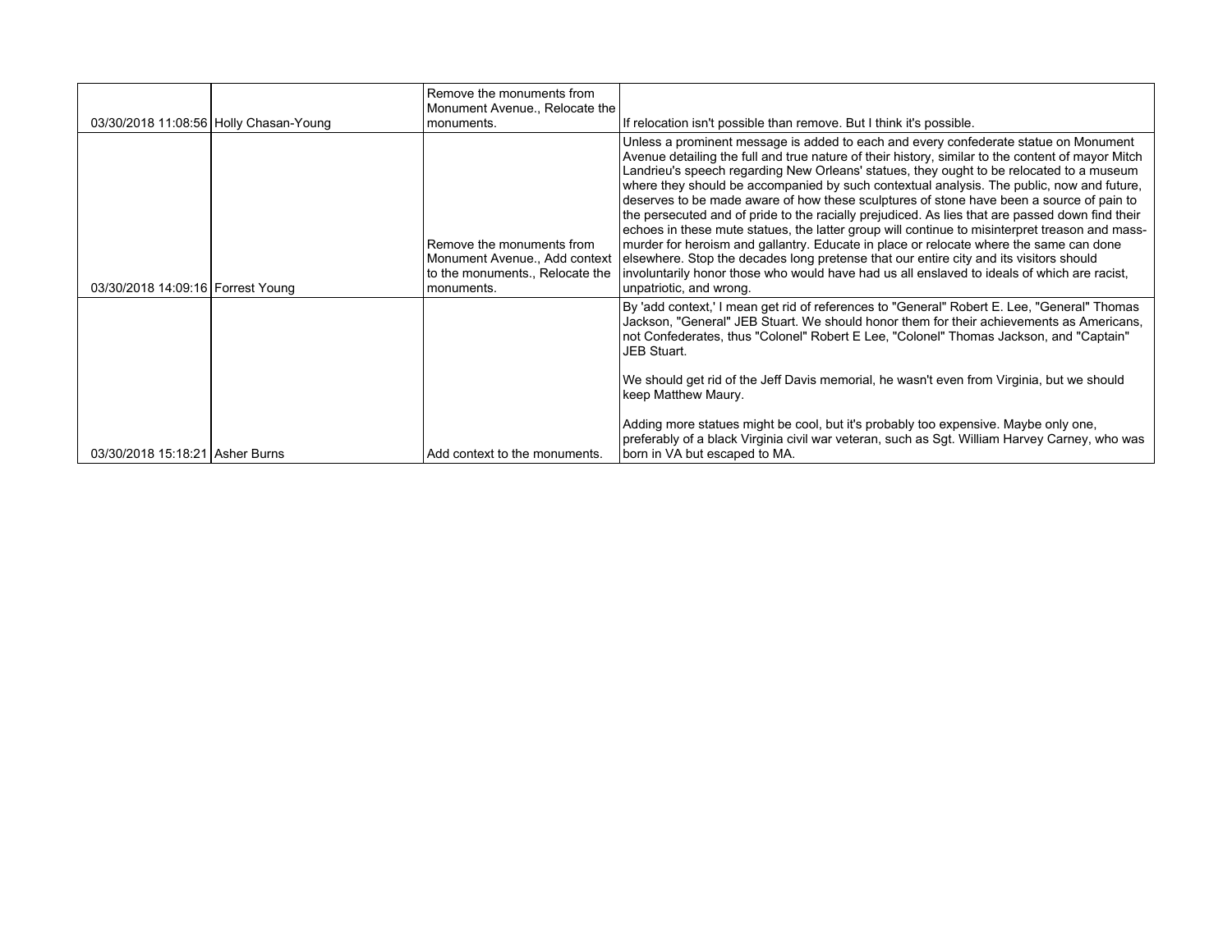| | | | |
|---|---|---|---|
| 03/30/2018 11:08:56 | Holly Chasan-Young | Remove the monuments from Monument Avenue., Relocate the monuments. | If relocation isn't possible than remove. But I think it's possible. |
| 03/30/2018 14:09:16 | Forrest Young | Remove the monuments from Monument Avenue., Add context to the monuments., Relocate the monuments. | Unless a prominent message is added to each and every confederate statue on Monument Avenue detailing the full and true nature of their history, similar to the content of mayor Mitch Landrieu's speech regarding New Orleans' statues, they ought to be relocated to a museum where they should be accompanied by such contextual analysis. The public, now and future, deserves to be made aware of how these sculptures of stone have been a source of pain to the persecuted and of pride to the racially prejudiced. As lies that are passed down find their echoes in these mute statues, the latter group will continue to misinterpret treason and mass-murder for heroism and gallantry. Educate in place or relocate where the same can done elsewhere. Stop the decades long pretense that our entire city and its visitors should involuntarily honor those who would have had us all enslaved to ideals of which are racist, unpatriotic, and wrong. |
| 03/30/2018 15:18:21 | Asher Burns | Add context to the monuments. | By 'add context,' I mean get rid of references to "General" Robert E. Lee, "General" Thomas Jackson, "General" JEB Stuart. We should honor them for their achievements as Americans, not Confederates, thus "Colonel" Robert E Lee, "Colonel" Thomas Jackson, and "Captain" JEB Stuart.<br><br>We should get rid of the Jeff Davis memorial, he wasn't even from Virginia, but we should keep Matthew Maury.<br><br>Adding more statues might be cool, but it's probably too expensive. Maybe only one, preferably of a black Virginia civil war veteran, such as Sgt. William Harvey Carney, who was born in VA but escaped to MA. |